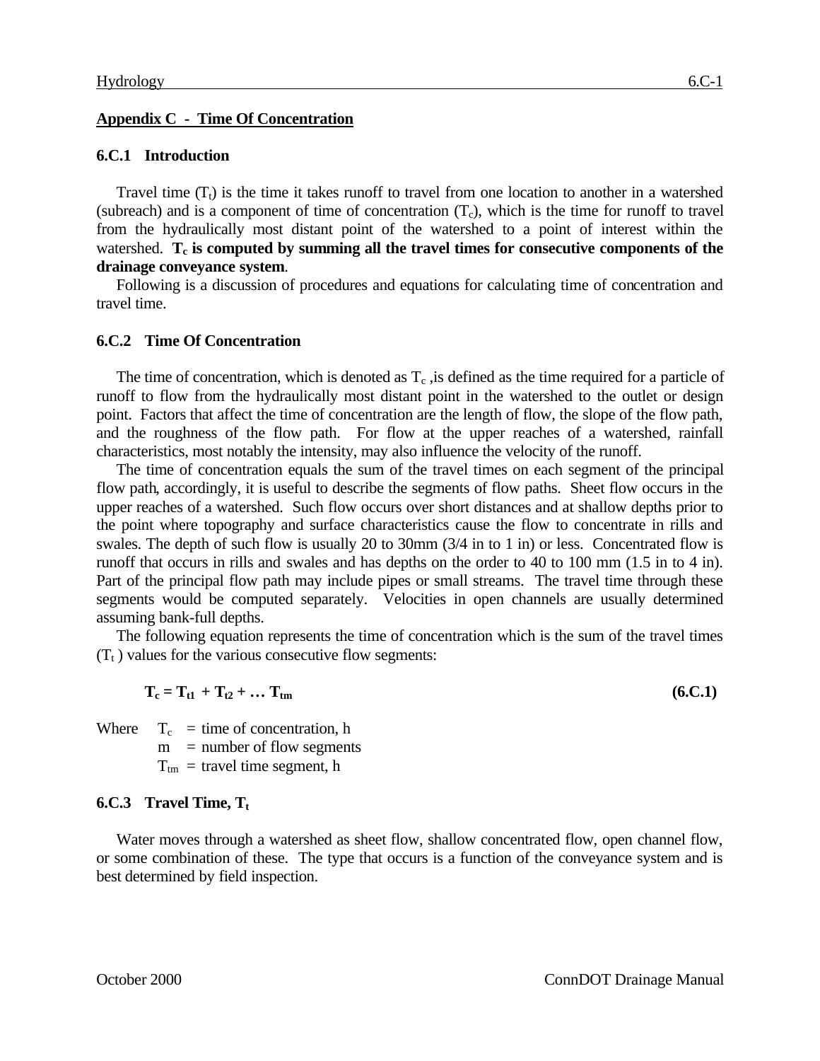## Appendix C - Time Of Concentration

### 6.C.1 Introduction

Travel time ($T_t$) is the time it takes runoff to travel from one location to another in a watershed (subreach) and is a component of time of concentration ($T_c$), which is the time for runoff to travel from the hydraulically most distant point of the watershed to a point of interest within the watershed. **$T_c$ is computed by summing all the travel times for consecutive components of the drainage conveyance system**.

Following is a discussion of procedures and equations for calculating time of concentration and travel time.

### 6.C.2 Time Of Concentration

The time of concentration, which is denoted as $T_c$ ,is defined as the time required for a particle of runoff to flow from the hydraulically most distant point in the watershed to the outlet or design point. Factors that affect the time of concentration are the length of flow, the slope of the flow path, and the roughness of the flow path. For flow at the upper reaches of a watershed, rainfall characteristics, most notably the intensity, may also influence the velocity of the runoff.

The time of concentration equals the sum of the travel times on each segment of the principal flow path, accordingly, it is useful to describe the segments of flow paths. Sheet flow occurs in the upper reaches of a watershed. Such flow occurs over short distances and at shallow depths prior to the point where topography and surface characteristics cause the flow to concentrate in rills and swales. The depth of such flow is usually 20 to 30mm (3/4 in to 1 in) or less. Concentrated flow is runoff that occurs in rills and swales and has depths on the order to 40 to 100 mm (1.5 in to 4 in). Part of the principal flow path may include pipes or small streams. The travel time through these segments would be computed separately. Velocities in open channels are usually determined assuming bank-full depths.

The following equation represents the time of concentration which is the sum of the travel times ($T_t$ ) values for the various consecutive flow segments:

$$T_c = T_{t1} + T_{t2} + \dots T_{tm} \qquad \textbf{(6.C.1)}$$

Where $T_c$ = time of concentration, h

$m$ = number of flow segments

$T_{tm}$ = travel time segment, h

### 6.C.3 Travel Time, $T_t$

Water moves through a watershed as sheet flow, shallow concentrated flow, open channel flow, or some combination of these. The type that occurs is a function of the conveyance system and is best determined by field inspection.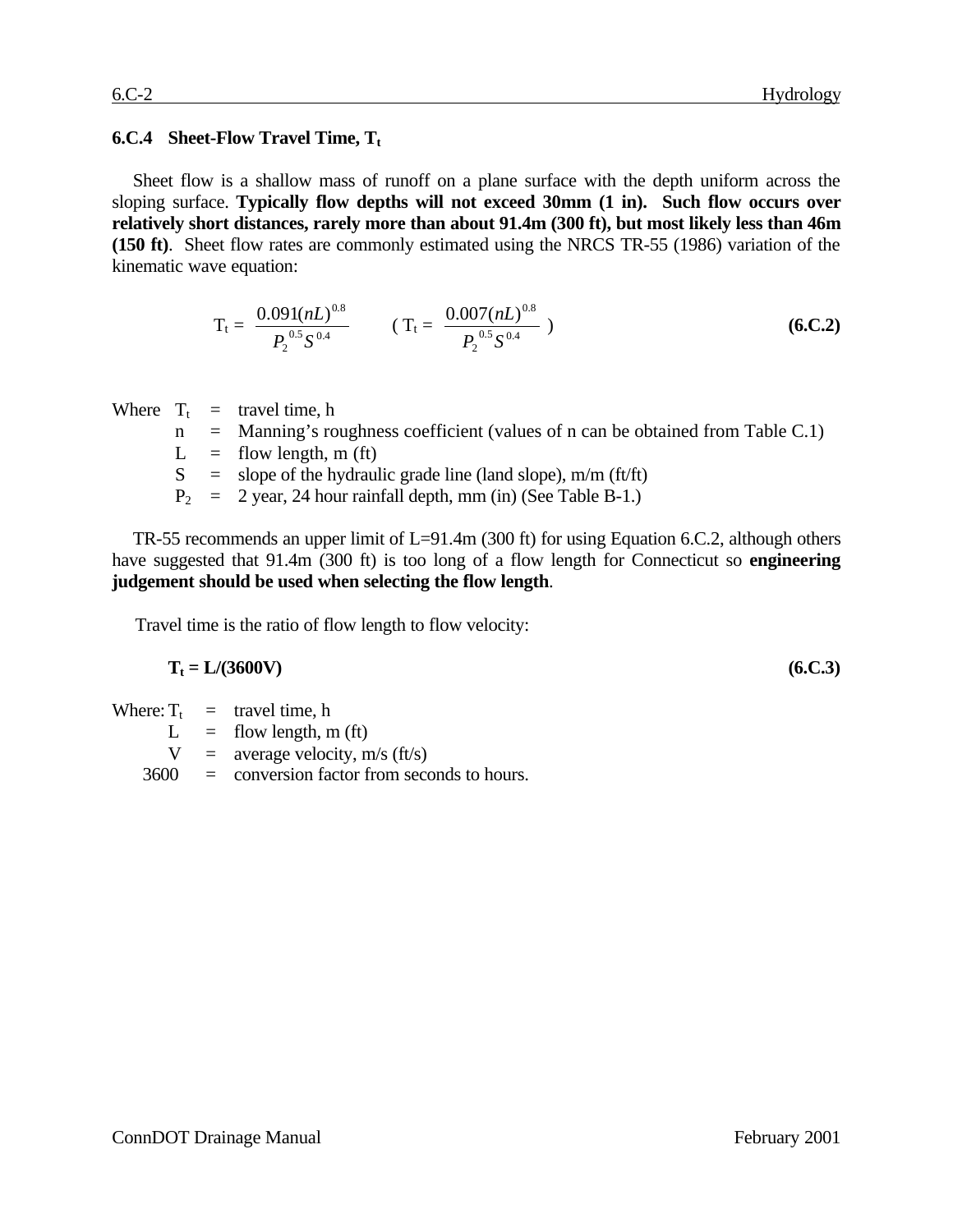### 6.C.4 Sheet-Flow Travel Time, $T_t$

Sheet flow is a shallow mass of runoff on a plane surface with the depth uniform across the sloping surface. **Typically flow depths will not exceed 30mm (1 in). Such flow occurs over relatively short distances, rarely more than about 91.4m (300 ft), but most likely less than 46m (150 ft)**. Sheet flow rates are commonly estimated using the NRCS TR-55 (1986) variation of the kinematic wave equation:

$$T_t = \frac{0.091(nL)^{0.8}}{P_2^{\,0.5} S^{0.4}} \qquad \left( T_t = \frac{0.007(nL)^{0.8}}{P_2^{\,0.5} S^{0.4}} \right) \qquad \textbf{(6.C.2)}$$

Where
- $T_t$ = travel time, h
- $n$ = Manning's roughness coefficient (values of n can be obtained from Table C.1)
- $L$ = flow length, m (ft)
- $S$ = slope of the hydraulic grade line (land slope), m/m (ft/ft)
- $P_2$ = 2 year, 24 hour rainfall depth, mm (in) (See Table B-1.)

TR-55 recommends an upper limit of L=91.4m (300 ft) for using Equation 6.C.2, although others have suggested that 91.4m (300 ft) is too long of a flow length for Connecticut so **engineering judgement should be used when selecting the flow length**.

Travel time is the ratio of flow length to flow velocity:

$$\mathbf{T_t = L/(3600V)} \qquad \textbf{(6.C.3)}$$

Where:
- $T_t$ = travel time, h
- $L$ = flow length, m (ft)
- $V$ = average velocity, m/s (ft/s)
- 3600 = conversion factor from seconds to hours.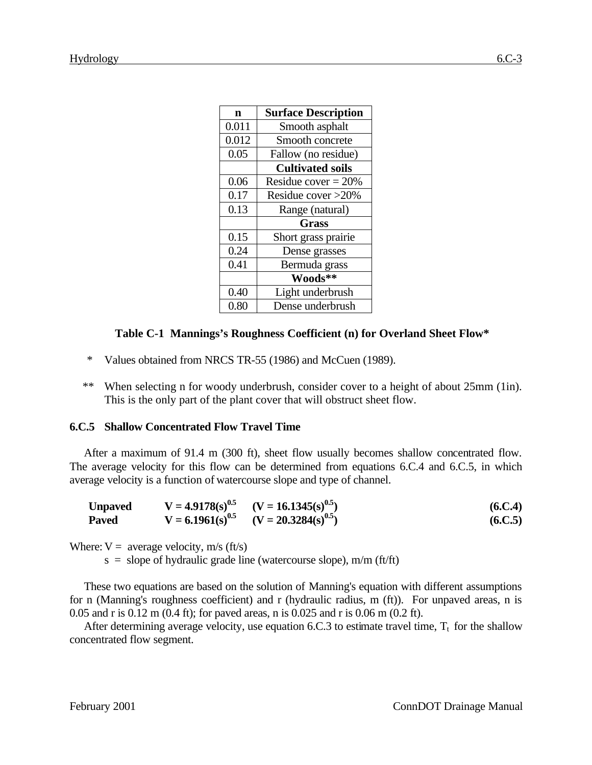| n | Surface Description |
|---|---|
| 0.011 | Smooth asphalt |
| 0.012 | Smooth concrete |
| 0.05 | Fallow (no residue) |
| | **Cultivated soils** |
| 0.06 | Residue cover = 20% |
| 0.17 | Residue cover >20% |
| 0.13 | Range (natural) |
| | **Grass** |
| 0.15 | Short grass prairie |
| 0.24 | Dense grasses |
| 0.41 | Bermuda grass |
| | **Woods**** |
| 0.40 | Light underbrush |
| 0.80 | Dense underbrush |

**Table C-1 Mannings's Roughness Coefficient (n) for Overland Sheet Flow***

\* Values obtained from NRCS TR-55 (1986) and McCuen (1989).

** When selecting n for woody underbrush, consider cover to a height of about 25mm (1in). This is the only part of the plant cover that will obstruct sheet flow.

### 6.C.5 Shallow Concentrated Flow Travel Time

After a maximum of 91.4 m (300 ft), sheet flow usually becomes shallow concentrated flow. The average velocity for this flow can be determined from equations 6.C.4 and 6.C.5, in which average velocity is a function of watercourse slope and type of channel.

**Unpaved** $$V = 4.9178(s)^{0.5} \quad (V = 16.1345(s)^{0.5}) \tag{6.C.4}$$

**Paved** $$V = 6.1961(s)^{0.5} \quad (V = 20.3284(s)^{0.5}) \tag{6.C.5}$$

Where: $V$ = average velocity, m/s (ft/s)

$s$ = slope of hydraulic grade line (watercourse slope), m/m (ft/ft)

These two equations are based on the solution of Manning's equation with different assumptions for n (Manning's roughness coefficient) and r (hydraulic radius, m (ft)). For unpaved areas, n is 0.05 and r is 0.12 m (0.4 ft); for paved areas, n is 0.025 and r is 0.06 m (0.2 ft).

After determining average velocity, use equation 6.C.3 to estimate travel time, $T_t$ for the shallow concentrated flow segment.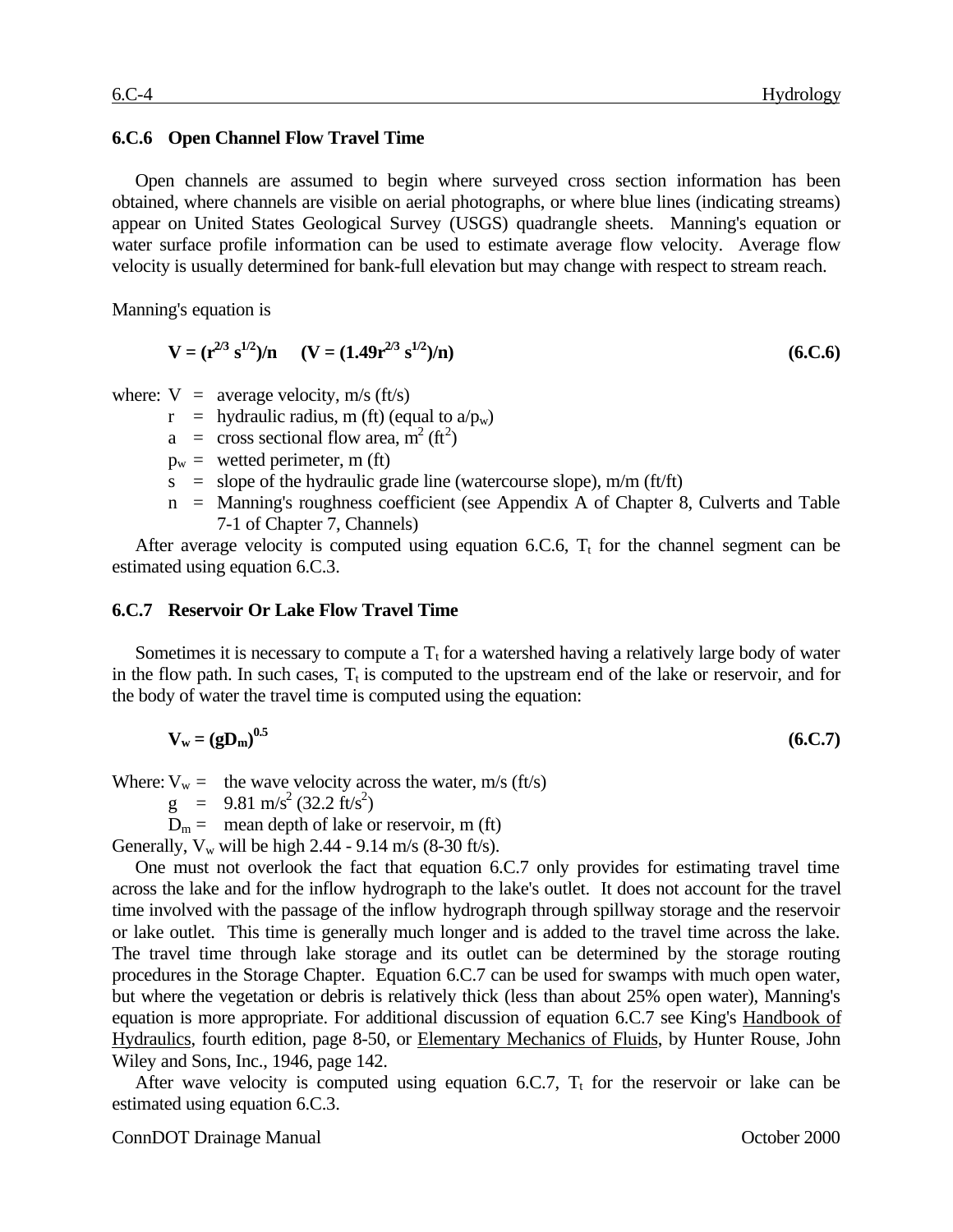### 6.C.6 Open Channel Flow Travel Time

Open channels are assumed to begin where surveyed cross section information has been obtained, where channels are visible on aerial photographs, or where blue lines (indicating streams) appear on United States Geological Survey (USGS) quadrangle sheets. Manning's equation or water surface profile information can be used to estimate average flow velocity. Average flow velocity is usually determined for bank-full elevation but may change with respect to stream reach.

Manning's equation is

$$\mathbf{V = (r^{2/3}\, s^{1/2})/n \quad (V = (1.49 r^{2/3}\, s^{1/2})/n)} \qquad \textbf{(6.C.6)}$$

where:
- $V$ = average velocity, m/s (ft/s)
- $r$ = hydraulic radius, m (ft) (equal to $a/p_w$)
- $a$ = cross sectional flow area, $m^2$ ($ft^2$)
- $p_w$ = wetted perimeter, m (ft)
- $s$ = slope of the hydraulic grade line (watercourse slope), m/m (ft/ft)
- $n$ = Manning's roughness coefficient (see Appendix A of Chapter 8, Culverts and Table 7-1 of Chapter 7, Channels)

After average velocity is computed using equation 6.C.6, $T_t$ for the channel segment can be estimated using equation 6.C.3.

### 6.C.7 Reservoir Or Lake Flow Travel Time

Sometimes it is necessary to compute a $T_t$ for a watershed having a relatively large body of water in the flow path. In such cases, $T_t$ is computed to the upstream end of the lake or reservoir, and for the body of water the travel time is computed using the equation:

$$\mathbf{V_w = (gD_m)^{0.5}} \qquad \textbf{(6.C.7)}$$

Where:
- $V_w$ = the wave velocity across the water, m/s (ft/s)
- $g$ = 9.81 $m/s^2$ (32.2 $ft/s^2$)
- $D_m$ = mean depth of lake or reservoir, m (ft)

Generally, $V_w$ will be high 2.44 - 9.14 m/s (8-30 ft/s).

One must not overlook the fact that equation 6.C.7 only provides for estimating travel time across the lake and for the inflow hydrograph to the lake's outlet. It does not account for the travel time involved with the passage of the inflow hydrograph through spillway storage and the reservoir or lake outlet. This time is generally much longer and is added to the travel time across the lake. The travel time through lake storage and its outlet can be determined by the storage routing procedures in the Storage Chapter. Equation 6.C.7 can be used for swamps with much open water, but where the vegetation or debris is relatively thick (less than about 25% open water), Manning's equation is more appropriate. For additional discussion of equation 6.C.7 see King's Handbook of Hydraulics, fourth edition, page 8-50, or Elementary Mechanics of Fluids, by Hunter Rouse, John Wiley and Sons, Inc., 1946, page 142.

After wave velocity is computed using equation 6.C.7, $T_t$ for the reservoir or lake can be estimated using equation 6.C.3.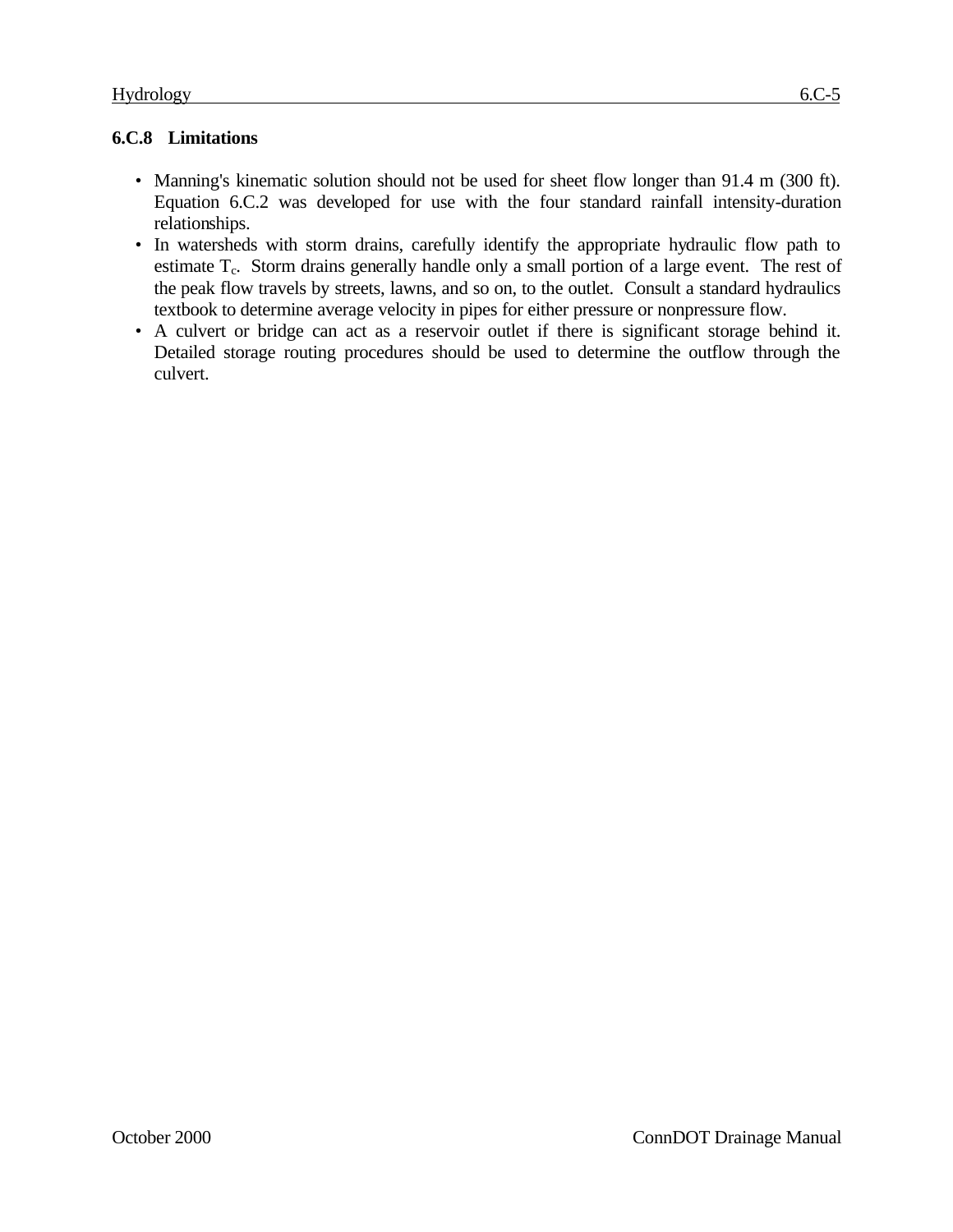## 6.C.8 Limitations

- Manning's kinematic solution should not be used for sheet flow longer than 91.4 m (300 ft). Equation 6.C.2 was developed for use with the four standard rainfall intensity-duration relationships.
- In watersheds with storm drains, carefully identify the appropriate hydraulic flow path to estimate $T_c$. Storm drains generally handle only a small portion of a large event. The rest of the peak flow travels by streets, lawns, and so on, to the outlet. Consult a standard hydraulics textbook to determine average velocity in pipes for either pressure or nonpressure flow.
- A culvert or bridge can act as a reservoir outlet if there is significant storage behind it. Detailed storage routing procedures should be used to determine the outflow through the culvert.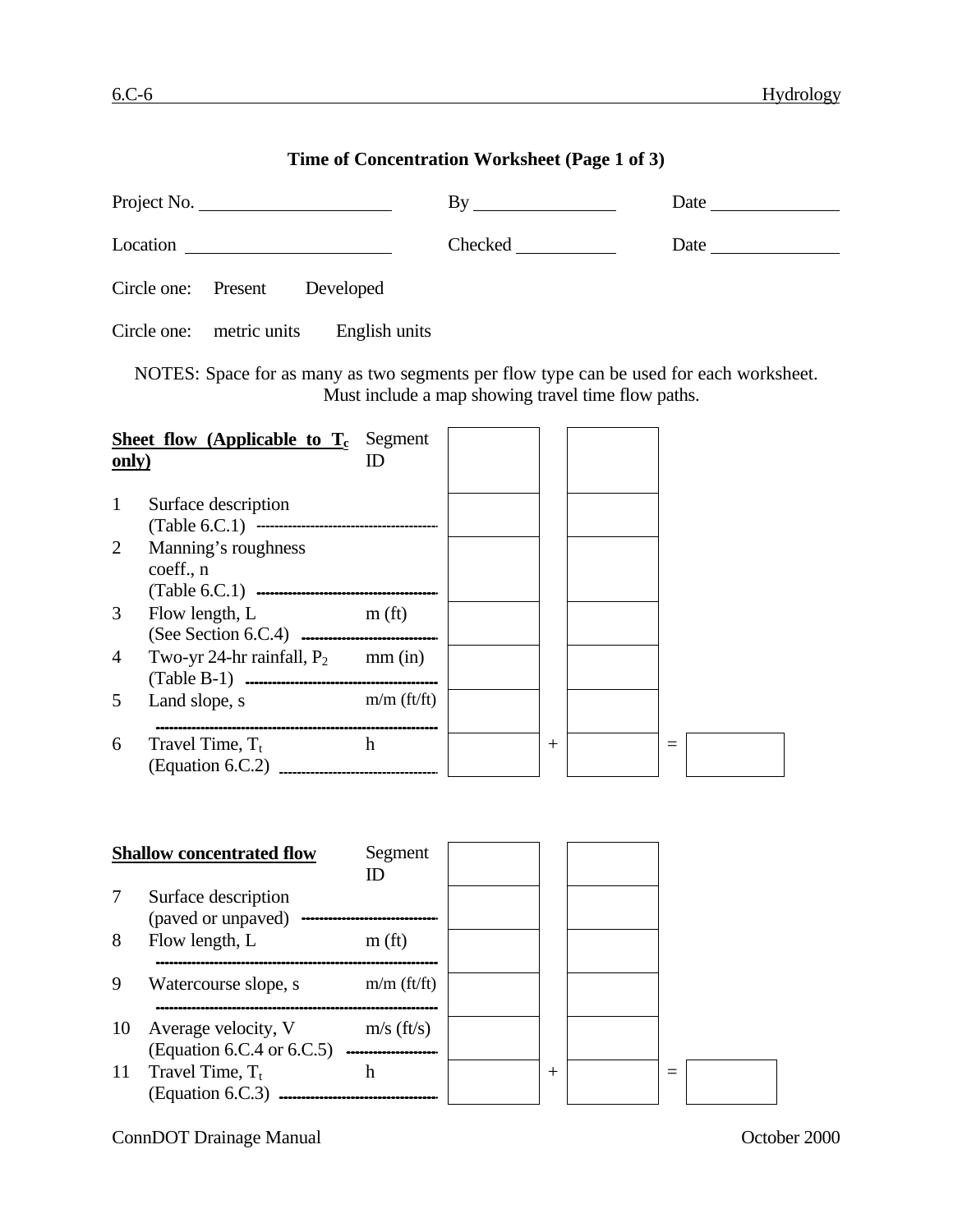## Time of Concentration Worksheet (Page 1 of 3)

Project No. ____________________ By ______________ Date _____________

Location ____________________ Checked __________ Date _____________

Circle one: Present Developed

Circle one: metric units English units

NOTES: Space for as many as two segments per flow type can be used for each worksheet. Must include a map showing travel time flow paths.

| | **Sheet flow (Applicable to $T_c$ only)** | Segment ID | | | | | |
|---|---|---|---|---|---|---|---|
| 1 | Surface description (Table 6.C.1) | | | | | | |
| 2 | Manning's roughness coeff., n (Table 6.C.1) | | | | | | |
| 3 | Flow length, L (See Section 6.C.4) | m (ft) | | | | | |
| 4 | Two-yr 24-hr rainfall, $P_2$ (Table B-1) | mm (in) | | | | | |
| 5 | Land slope, s | m/m (ft/ft) | | | | | |
| 6 | Travel Time, $T_t$ (Equation 6.C.2) | h | | + | | = | |

| | **Shallow concentrated flow** | Segment ID | | | | | |
|---|---|---|---|---|---|---|---|
| 7 | Surface description (paved or unpaved) | | | | | | |
| 8 | Flow length, L | m (ft) | | | | | |
| 9 | Watercourse slope, s | m/m (ft/ft) | | | | | |
| 10 | Average velocity, V (Equation 6.C.4 or 6.C.5) | m/s (ft/s) | | | | | |
| 11 | Travel Time, $T_t$ (Equation 6.C.3) | h | | + | | = | |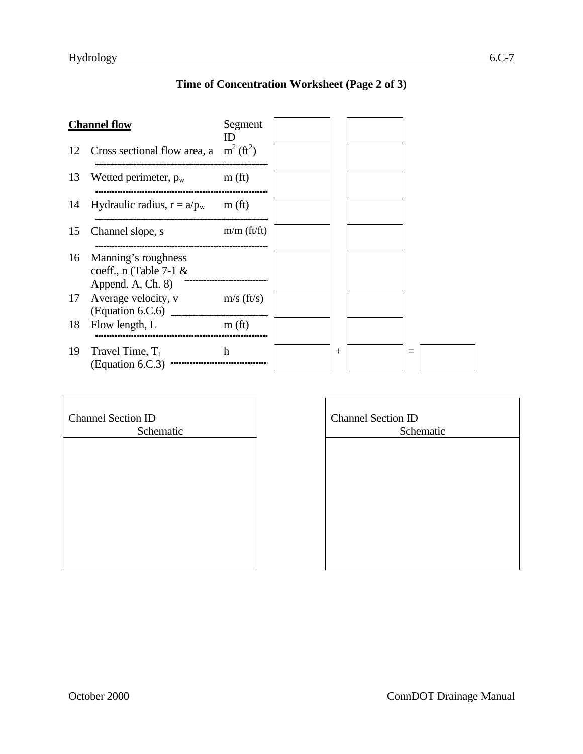# Time of Concentration Worksheet (Page 2 of 3)

| **Channel flow** | | Segment ID | | | | | |
|---|---|---|---|---|---|---|---|
| 12 | Cross sectional flow area, a | $m^2$ ($ft^2$) | | | | | |
| 13 | Wetted perimeter, $p_w$ | m (ft) | | | | | |
| 14 | Hydraulic radius, $r = a/p_w$ | m (ft) | | | | | |
| 15 | Channel slope, s | m/m (ft/ft) | | | | | |
| 16 | Manning's roughness coeff., n (Table 7-1 & Append. A, Ch. 8) | | | | | | |
| 17 | Average velocity, v (Equation 6.C.6) | m/s (ft/s) | | | | | |
| 18 | Flow length, L | m (ft) | | | | | |
| 19 | Travel Time, $T_t$ (Equation 6.C.3) | h | | + | | = | |

| Channel Section ID Schematic |
|---|
| |

| Channel Section ID Schematic |
|---|
| |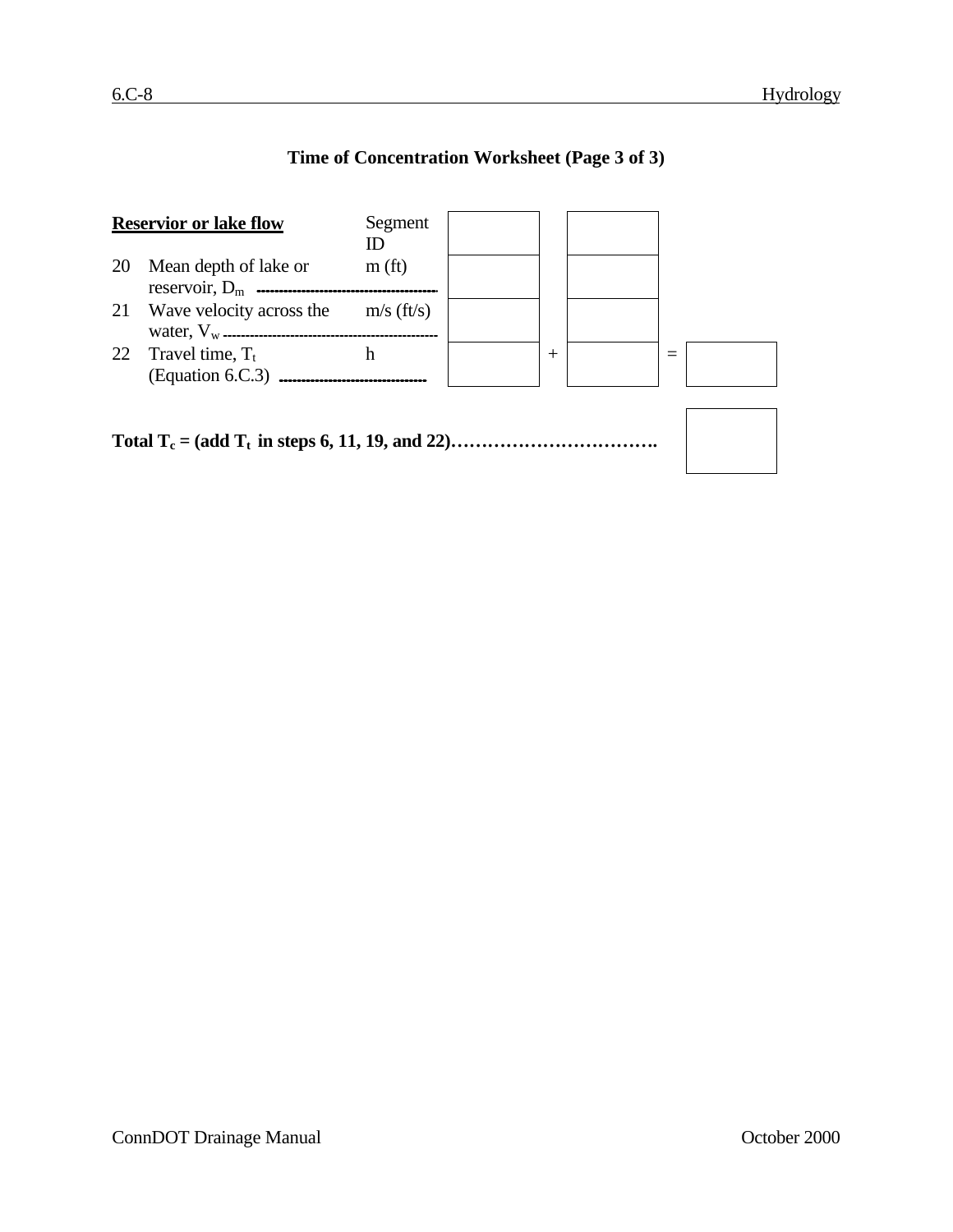## Time of Concentration Worksheet (Page 3 of 3)

| | | | | | | | |
|---|---|---|---|---|---|---|---|
| **Reservior or lake flow** | | Segment ID | | | | | |
| 20 | Mean depth of lake or reservoir, $D_m$ | m (ft) | | | | | |
| 21 | Wave velocity across the water, $V_w$ | m/s (ft/s) | | | | | |
| 22 | Travel time, $T_t$ (Equation 6.C.3) | h | | + | | = | |

**Total $T_c$ = (add $T_t$ in steps 6, 11, 19, and 22)……………………………. | |**